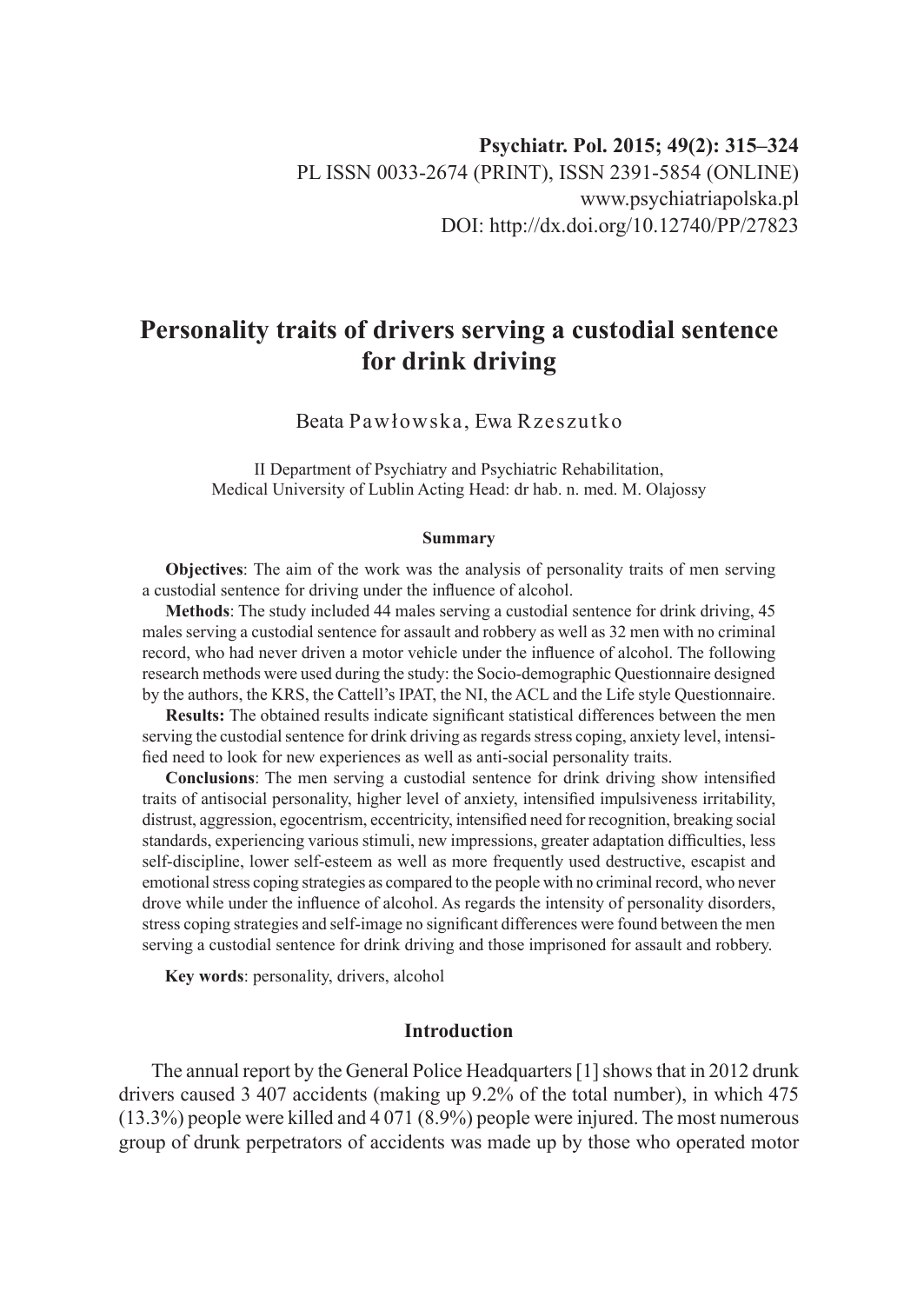Psychiatr. Pol. 2015; 49(2): 315–324
PL ISSN 0033-2674 (PRINT), ISSN 2391-5854 (ONLINE)
www.psychiatriapolska.pl
DOI: http://dx.doi.org/10.12740/PP/27823

# Personality traits of drivers serving a custodial sentence for drink driving

Beata Pawłowska, Ewa Rzeszutko

II Department of Psychiatry and Psychiatric Rehabilitation, Medical University of Lublin Acting Head: dr hab. n. med. M. Olajossy

### Summary

**Objectives**: The aim of the work was the analysis of personality traits of men serving a custodial sentence for driving under the influence of alcohol.

**Methods**: The study included 44 males serving a custodial sentence for drink driving, 45 males serving a custodial sentence for assault and robbery as well as 32 men with no criminal record, who had never driven a motor vehicle under the influence of alcohol. The following research methods were used during the study: the Socio-demographic Questionnaire designed by the authors, the KRS, the Cattell's IPAT, the NI, the ACL and the Life style Questionnaire.

**Results:** The obtained results indicate significant statistical differences between the men serving the custodial sentence for drink driving as regards stress coping, anxiety level, intensified need to look for new experiences as well as anti-social personality traits.

**Conclusions**: The men serving a custodial sentence for drink driving show intensified traits of antisocial personality, higher level of anxiety, intensified impulsiveness irritability, distrust, aggression, egocentrism, eccentricity, intensified need for recognition, breaking social standards, experiencing various stimuli, new impressions, greater adaptation difficulties, less self-discipline, lower self-esteem as well as more frequently used destructive, escapist and emotional stress coping strategies as compared to the people with no criminal record, who never drove while under the influence of alcohol. As regards the intensity of personality disorders, stress coping strategies and self-image no significant differences were found between the men serving a custodial sentence for drink driving and those imprisoned for assault and robbery.

**Key words**: personality, drivers, alcohol

## Introduction

The annual report by the General Police Headquarters [1] shows that in 2012 drunk drivers caused 3 407 accidents (making up 9.2% of the total number), in which 475 (13.3%) people were killed and 4 071 (8.9%) people were injured. The most numerous group of drunk perpetrators of accidents was made up by those who operated motor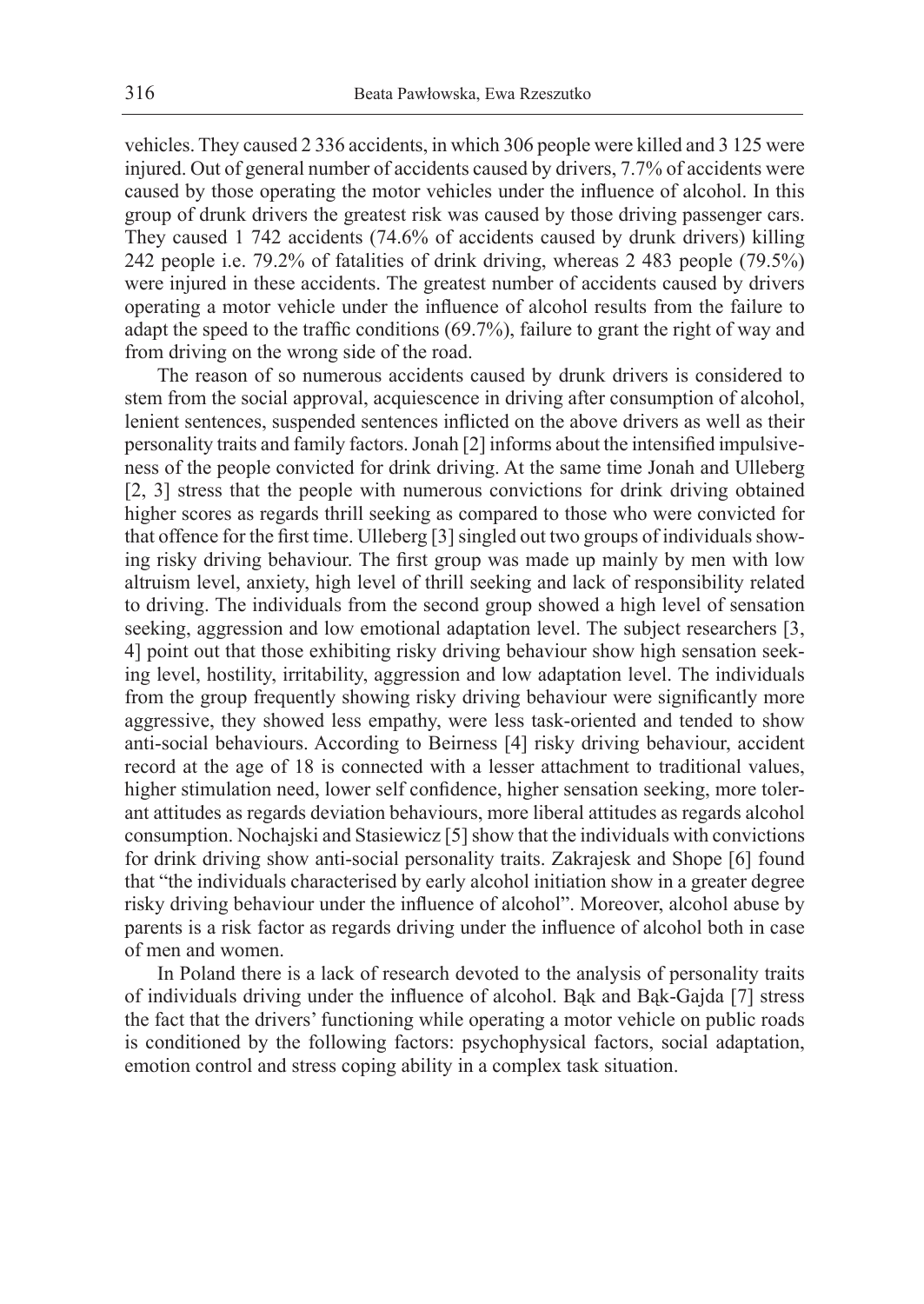vehicles. They caused 2 336 accidents, in which 306 people were killed and 3 125 were injured. Out of general number of accidents caused by drivers, 7.7% of accidents were caused by those operating the motor vehicles under the influence of alcohol. In this group of drunk drivers the greatest risk was caused by those driving passenger cars. They caused 1 742 accidents (74.6% of accidents caused by drunk drivers) killing 242 people i.e. 79.2% of fatalities of drink driving, whereas 2 483 people (79.5%) were injured in these accidents. The greatest number of accidents caused by drivers operating a motor vehicle under the influence of alcohol results from the failure to adapt the speed to the traffic conditions (69.7%), failure to grant the right of way and from driving on the wrong side of the road.

The reason of so numerous accidents caused by drunk drivers is considered to stem from the social approval, acquiescence in driving after consumption of alcohol, lenient sentences, suspended sentences inflicted on the above drivers as well as their personality traits and family factors. Jonah [2] informs about the intensified impulsiveness of the people convicted for drink driving. At the same time Jonah and Ulleberg [2, 3] stress that the people with numerous convictions for drink driving obtained higher scores as regards thrill seeking as compared to those who were convicted for that offence for the first time. Ulleberg [3] singled out two groups of individuals showing risky driving behaviour. The first group was made up mainly by men with low altruism level, anxiety, high level of thrill seeking and lack of responsibility related to driving. The individuals from the second group showed a high level of sensation seeking, aggression and low emotional adaptation level. The subject researchers [3, 4] point out that those exhibiting risky driving behaviour show high sensation seeking level, hostility, irritability, aggression and low adaptation level. The individuals from the group frequently showing risky driving behaviour were significantly more aggressive, they showed less empathy, were less task-oriented and tended to show anti-social behaviours. According to Beirness [4] risky driving behaviour, accident record at the age of 18 is connected with a lesser attachment to traditional values, higher stimulation need, lower self confidence, higher sensation seeking, more tolerant attitudes as regards deviation behaviours, more liberal attitudes as regards alcohol consumption. Nochajski and Stasiewicz [5] show that the individuals with convictions for drink driving show anti-social personality traits. Zakrajesk and Shope [6] found that "the individuals characterised by early alcohol initiation show in a greater degree risky driving behaviour under the influence of alcohol". Moreover, alcohol abuse by parents is a risk factor as regards driving under the influence of alcohol both in case of men and women.

In Poland there is a lack of research devoted to the analysis of personality traits of individuals driving under the influence of alcohol. Bąk and Bąk-Gajda [7] stress the fact that the drivers' functioning while operating a motor vehicle on public roads is conditioned by the following factors: psychophysical factors, social adaptation, emotion control and stress coping ability in a complex task situation.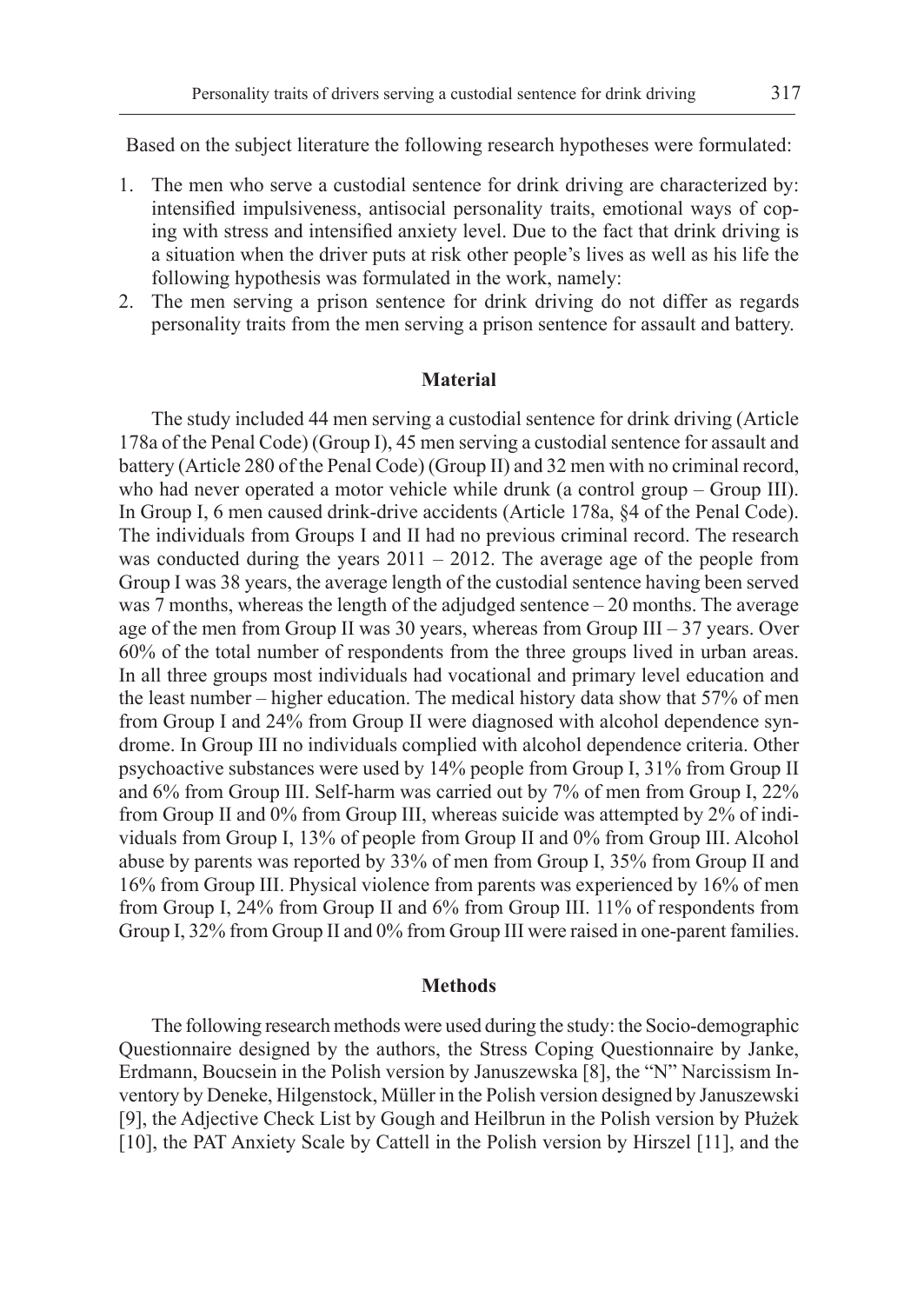Based on the subject literature the following research hypotheses were formulated:

1. The men who serve a custodial sentence for drink driving are characterized by: intensified impulsiveness, antisocial personality traits, emotional ways of coping with stress and intensified anxiety level. Due to the fact that drink driving is a situation when the driver puts at risk other people's lives as well as his life the following hypothesis was formulated in the work, namely:
2. The men serving a prison sentence for drink driving do not differ as regards personality traits from the men serving a prison sentence for assault and battery.

## Material

The study included 44 men serving a custodial sentence for drink driving (Article 178a of the Penal Code) (Group I), 45 men serving a custodial sentence for assault and battery (Article 280 of the Penal Code) (Group II) and 32 men with no criminal record, who had never operated a motor vehicle while drunk (a control group – Group III). In Group I, 6 men caused drink-drive accidents (Article 178a, §4 of the Penal Code). The individuals from Groups I and II had no previous criminal record. The research was conducted during the years 2011 – 2012. The average age of the people from Group I was 38 years, the average length of the custodial sentence having been served was 7 months, whereas the length of the adjudged sentence – 20 months. The average age of the men from Group II was 30 years, whereas from Group III – 37 years. Over 60% of the total number of respondents from the three groups lived in urban areas. In all three groups most individuals had vocational and primary level education and the least number – higher education. The medical history data show that 57% of men from Group I and 24% from Group II were diagnosed with alcohol dependence syndrome. In Group III no individuals complied with alcohol dependence criteria. Other psychoactive substances were used by 14% people from Group I, 31% from Group II and 6% from Group III. Self-harm was carried out by 7% of men from Group I, 22% from Group II and 0% from Group III, whereas suicide was attempted by 2% of individuals from Group I, 13% of people from Group II and 0% from Group III. Alcohol abuse by parents was reported by 33% of men from Group I, 35% from Group II and 16% from Group III. Physical violence from parents was experienced by 16% of men from Group I, 24% from Group II and 6% from Group III. 11% of respondents from Group I, 32% from Group II and 0% from Group III were raised in one-parent families.

## Methods

The following research methods were used during the study: the Socio-demographic Questionnaire designed by the authors, the Stress Coping Questionnaire by Janke, Erdmann, Boucsein in the Polish version by Januszewska [8], the "N" Narcissism Inventory by Deneke, Hilgenstock, Müller in the Polish version designed by Januszewski [9], the Adjective Check List by Gough and Heilbrun in the Polish version by Płużek [10], the PAT Anxiety Scale by Cattell in the Polish version by Hirszel [11], and the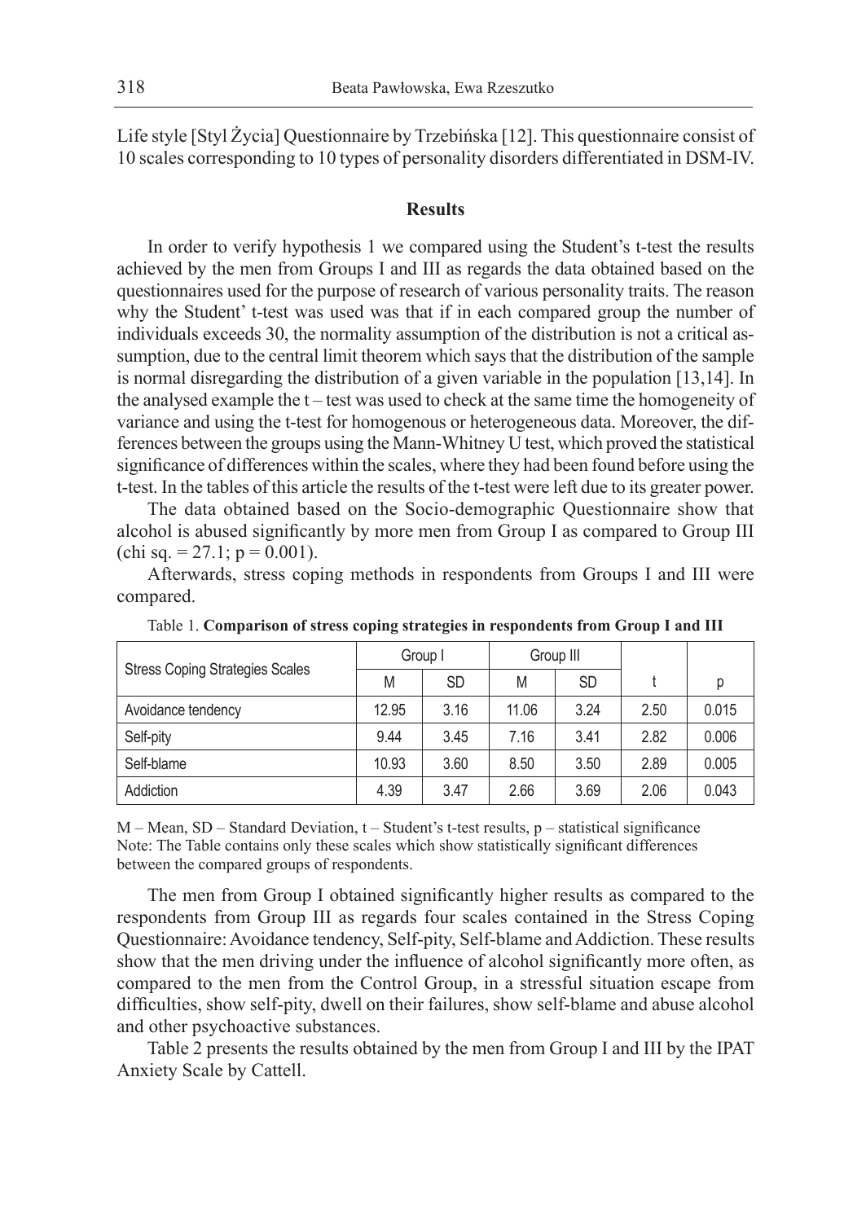Life style [Styl Życia] Questionnaire by Trzebińska [12]. This questionnaire consist of 10 scales corresponding to 10 types of personality disorders differentiated in DSM-IV.

## Results

In order to verify hypothesis 1 we compared using the Student's t-test the results achieved by the men from Groups I and III as regards the data obtained based on the questionnaires used for the purpose of research of various personality traits. The reason why the Student' t-test was used was that if in each compared group the number of individuals exceeds 30, the normality assumption of the distribution is not a critical assumption, due to the central limit theorem which says that the distribution of the sample is normal disregarding the distribution of a given variable in the population [13,14]. In the analysed example the t – test was used to check at the same time the homogeneity of variance and using the t-test for homogenous or heterogeneous data. Moreover, the differences between the groups using the Mann-Whitney U test, which proved the statistical significance of differences within the scales, where they had been found before using the t-test. In the tables of this article the results of the t-test were left due to its greater power.

The data obtained based on the Socio-demographic Questionnaire show that alcohol is abused significantly by more men from Group I as compared to Group III (chi sq. = 27.1; p = 0.001).

Afterwards, stress coping methods in respondents from Groups I and III were compared.

Table 1. **Comparison of stress coping strategies in respondents from Group I and III**

| Stress Coping Strategies Scales | Group I | | Group III | | | |
|---|---|---|---|---|---|---|
| | M | SD | M | SD | t | p |
| Avoidance tendency | 12.95 | 3.16 | 11.06 | 3.24 | 2.50 | 0.015 |
| Self-pity | 9.44 | 3.45 | 7.16 | 3.41 | 2.82 | 0.006 |
| Self-blame | 10.93 | 3.60 | 8.50 | 3.50 | 2.89 | 0.005 |
| Addiction | 4.39 | 3.47 | 2.66 | 3.69 | 2.06 | 0.043 |

M – Mean, SD – Standard Deviation, t – Student's t-test results, p – statistical significance
Note: The Table contains only these scales which show statistically significant differences between the compared groups of respondents.

The men from Group I obtained significantly higher results as compared to the respondents from Group III as regards four scales contained in the Stress Coping Questionnaire: Avoidance tendency, Self-pity, Self-blame and Addiction. These results show that the men driving under the influence of alcohol significantly more often, as compared to the men from the Control Group, in a stressful situation escape from difficulties, show self-pity, dwell on their failures, show self-blame and abuse alcohol and other psychoactive substances.

Table 2 presents the results obtained by the men from Group I and III by the IPAT Anxiety Scale by Cattell.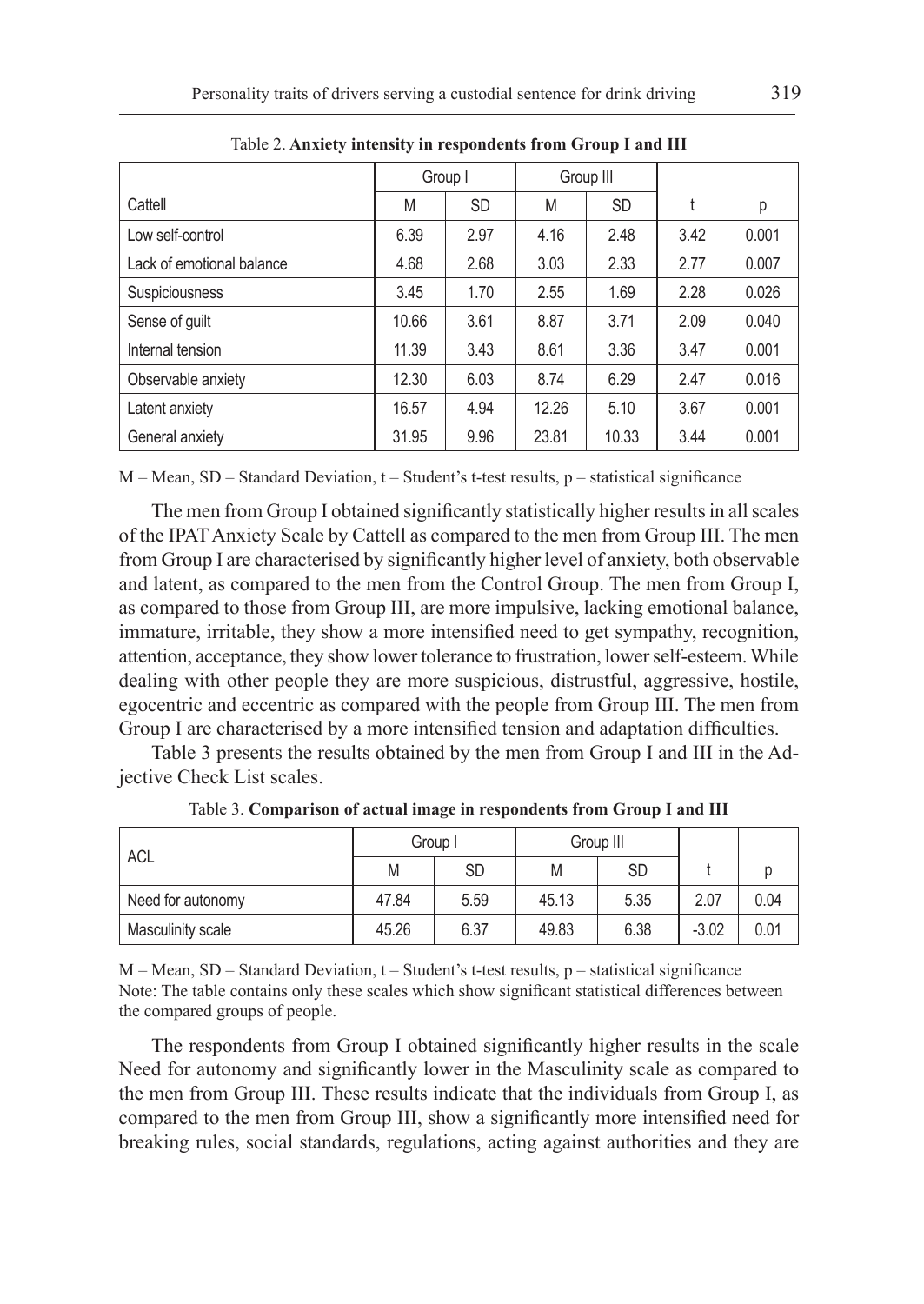Table 2. **Anxiety intensity in respondents from Group I and III**

| Cattell | Group I | | Group III | | | |
|---|---|---|---|---|---|---|
| | M | SD | M | SD | t | p |
| Low self-control | 6.39 | 2.97 | 4.16 | 2.48 | 3.42 | 0.001 |
| Lack of emotional balance | 4.68 | 2.68 | 3.03 | 2.33 | 2.77 | 0.007 |
| Suspiciousness | 3.45 | 1.70 | 2.55 | 1.69 | 2.28 | 0.026 |
| Sense of guilt | 10.66 | 3.61 | 8.87 | 3.71 | 2.09 | 0.040 |
| Internal tension | 11.39 | 3.43 | 8.61 | 3.36 | 3.47 | 0.001 |
| Observable anxiety | 12.30 | 6.03 | 8.74 | 6.29 | 2.47 | 0.016 |
| Latent anxiety | 16.57 | 4.94 | 12.26 | 5.10 | 3.67 | 0.001 |
| General anxiety | 31.95 | 9.96 | 23.81 | 10.33 | 3.44 | 0.001 |

M – Mean, SD – Standard Deviation, t – Student's t-test results, p – statistical significance

The men from Group I obtained significantly statistically higher results in all scales of the IPAT Anxiety Scale by Cattell as compared to the men from Group III. The men from Group I are characterised by significantly higher level of anxiety, both observable and latent, as compared to the men from the Control Group. The men from Group I, as compared to those from Group III, are more impulsive, lacking emotional balance, immature, irritable, they show a more intensified need to get sympathy, recognition, attention, acceptance, they show lower tolerance to frustration, lower self-esteem. While dealing with other people they are more suspicious, distrustful, aggressive, hostile, egocentric and eccentric as compared with the people from Group III. The men from Group I are characterised by a more intensified tension and adaptation difficulties.

Table 3 presents the results obtained by the men from Group I and III in the Adjective Check List scales.

Table 3. **Comparison of actual image in respondents from Group I and III**

| ACL | Group I | | Group III | | | |
|---|---|---|---|---|---|---|
| | M | SD | M | SD | t | p |
| Need for autonomy | 47.84 | 5.59 | 45.13 | 5.35 | 2.07 | 0.04 |
| Masculinity scale | 45.26 | 6.37 | 49.83 | 6.38 | -3.02 | 0.01 |

M – Mean, SD – Standard Deviation, t – Student's t-test results, p – statistical significance
Note: The table contains only these scales which show significant statistical differences between the compared groups of people.

The respondents from Group I obtained significantly higher results in the scale Need for autonomy and significantly lower in the Masculinity scale as compared to the men from Group III. These results indicate that the individuals from Group I, as compared to the men from Group III, show a significantly more intensified need for breaking rules, social standards, regulations, acting against authorities and they are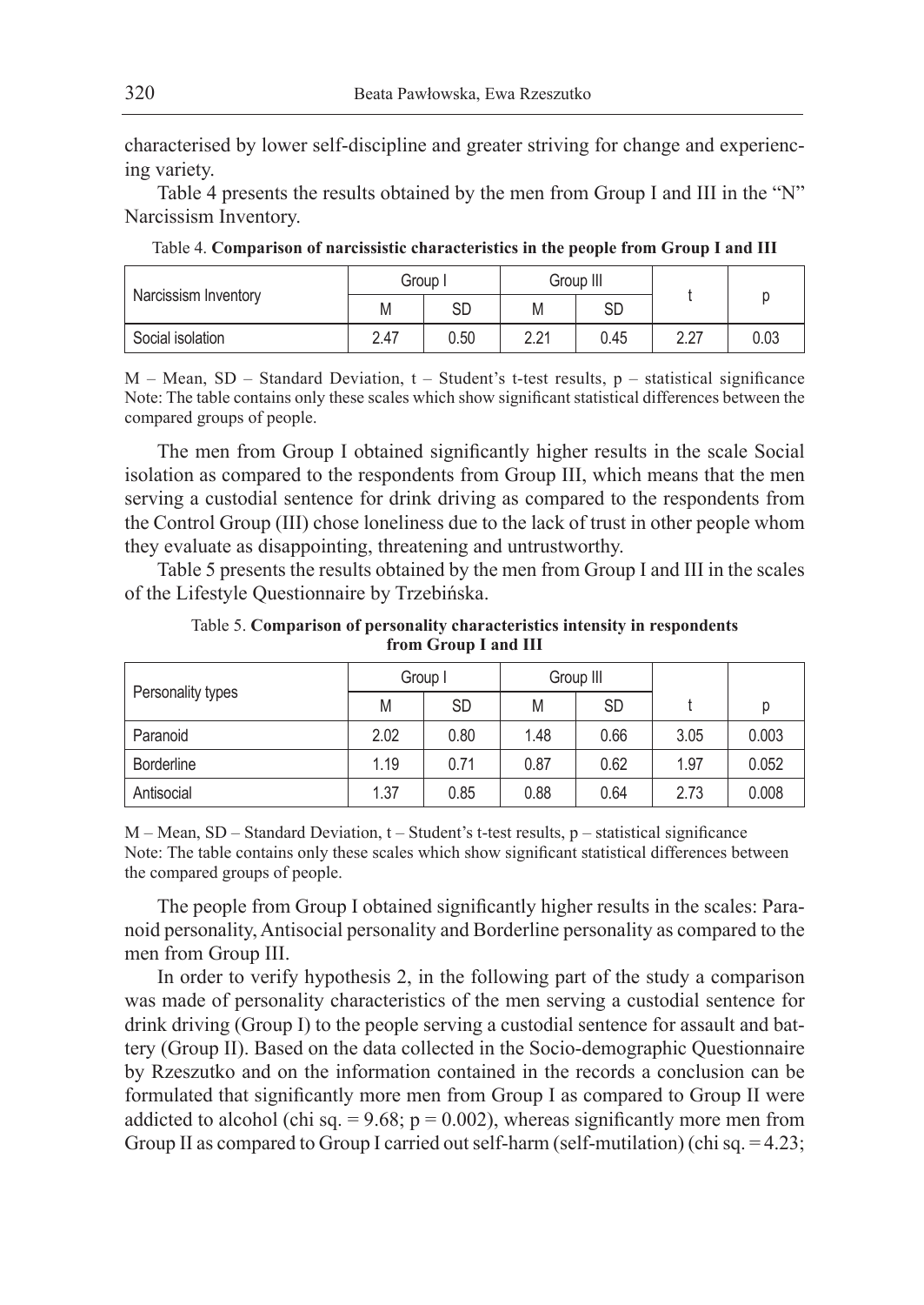characterised by lower self-discipline and greater striving for change and experiencing variety.

Table 4 presents the results obtained by the men from Group I and III in the "N" Narcissism Inventory.

Table 4. **Comparison of narcissistic characteristics in the people from Group I and III**

| Narcissism Inventory | Group I | | Group III | | t | p |
|---|---|---|---|---|---|---|
| | M | SD | M | SD | | |
| Social isolation | 2.47 | 0.50 | 2.21 | 0.45 | 2.27 | 0.03 |

M – Mean, SD – Standard Deviation, t – Student's t-test results, p – statistical significance
Note: The table contains only these scales which show significant statistical differences between the compared groups of people.

The men from Group I obtained significantly higher results in the scale Social isolation as compared to the respondents from Group III, which means that the men serving a custodial sentence for drink driving as compared to the respondents from the Control Group (III) chose loneliness due to the lack of trust in other people whom they evaluate as disappointing, threatening and untrustworthy.

Table 5 presents the results obtained by the men from Group I and III in the scales of the Lifestyle Questionnaire by Trzebińska.

Table 5. **Comparison of personality characteristics intensity in respondents from Group I and III**

| Personality types | Group I | | Group III | | | |
|---|---|---|---|---|---|---|
| | M | SD | M | SD | t | p |
| Paranoid | 2.02 | 0.80 | 1.48 | 0.66 | 3.05 | 0.003 |
| Borderline | 1.19 | 0.71 | 0.87 | 0.62 | 1.97 | 0.052 |
| Antisocial | 1.37 | 0.85 | 0.88 | 0.64 | 2.73 | 0.008 |

M – Mean, SD – Standard Deviation, t – Student's t-test results, p – statistical significance
Note: The table contains only these scales which show significant statistical differences between the compared groups of people.

The people from Group I obtained significantly higher results in the scales: Paranoid personality, Antisocial personality and Borderline personality as compared to the men from Group III.

In order to verify hypothesis 2, in the following part of the study a comparison was made of personality characteristics of the men serving a custodial sentence for drink driving (Group I) to the people serving a custodial sentence for assault and battery (Group II). Based on the data collected in the Socio-demographic Questionnaire by Rzeszutko and on the information contained in the records a conclusion can be formulated that significantly more men from Group I as compared to Group II were addicted to alcohol (chi sq. = 9.68; $p = 0.002$), whereas significantly more men from Group II as compared to Group I carried out self-harm (self-mutilation) (chi sq. = 4.23;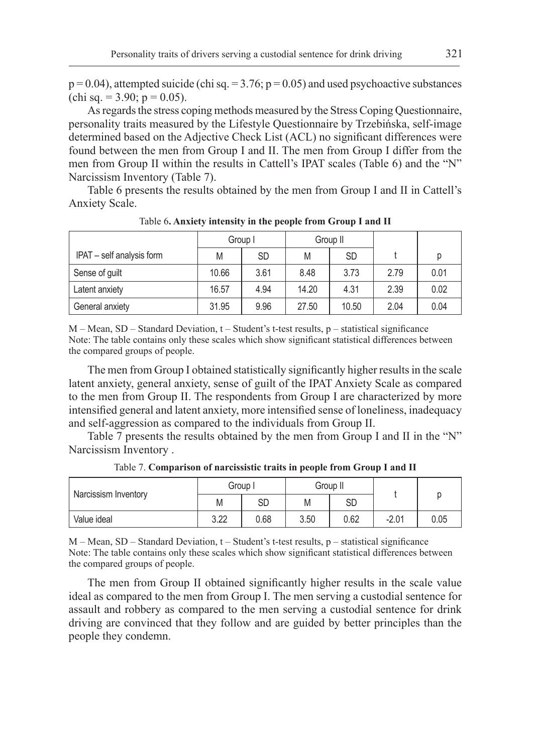p = 0.04), attempted suicide (chi sq. = 3.76; p = 0.05) and used psychoactive substances (chi sq. = 3.90; p = 0.05).

As regards the stress coping methods measured by the Stress Coping Questionnaire, personality traits measured by the Lifestyle Questionnaire by Trzebińska, self-image determined based on the Adjective Check List (ACL) no significant differences were found between the men from Group I and II. The men from Group I differ from the men from Group II within the results in Cattell's IPAT scales (Table 6) and the "N" Narcissism Inventory (Table 7).

Table 6 presents the results obtained by the men from Group I and II in Cattell's Anxiety Scale.

Table 6**. Anxiety intensity in the people from Group I and II**

| | Group I | | Group II | | | |
|---|---|---|---|---|---|---|
| IPAT – self analysis form | M | SD | M | SD | t | p |
| Sense of guilt | 10.66 | 3.61 | 8.48 | 3.73 | 2.79 | 0.01 |
| Latent anxiety | 16.57 | 4.94 | 14.20 | 4.31 | 2.39 | 0.02 |
| General anxiety | 31.95 | 9.96 | 27.50 | 10.50 | 2.04 | 0.04 |

M – Mean, SD – Standard Deviation, t – Student's t-test results, p – statistical significance
Note: The table contains only these scales which show significant statistical differences between the compared groups of people.

The men from Group I obtained statistically significantly higher results in the scale latent anxiety, general anxiety, sense of guilt of the IPAT Anxiety Scale as compared to the men from Group II. The respondents from Group I are characterized by more intensified general and latent anxiety, more intensified sense of loneliness, inadequacy and self-aggression as compared to the individuals from Group II.

Table 7 presents the results obtained by the men from Group I and II in the "N" Narcissism Inventory .

Table 7. **Comparison of narcissistic traits in people from Group I and II**

| Narcissism Inventory | Group I | | Group II | | t | p |
|---|---|---|---|---|---|---|
| | M | SD | M | SD | | |
| Value ideal | 3.22 | 0.68 | 3.50 | 0.62 | -2.01 | 0.05 |

M – Mean, SD – Standard Deviation, t – Student's t-test results, p – statistical significance
Note: The table contains only these scales which show significant statistical differences between the compared groups of people.

The men from Group II obtained significantly higher results in the scale value ideal as compared to the men from Group I. The men serving a custodial sentence for assault and robbery as compared to the men serving a custodial sentence for drink driving are convinced that they follow and are guided by better principles than the people they condemn.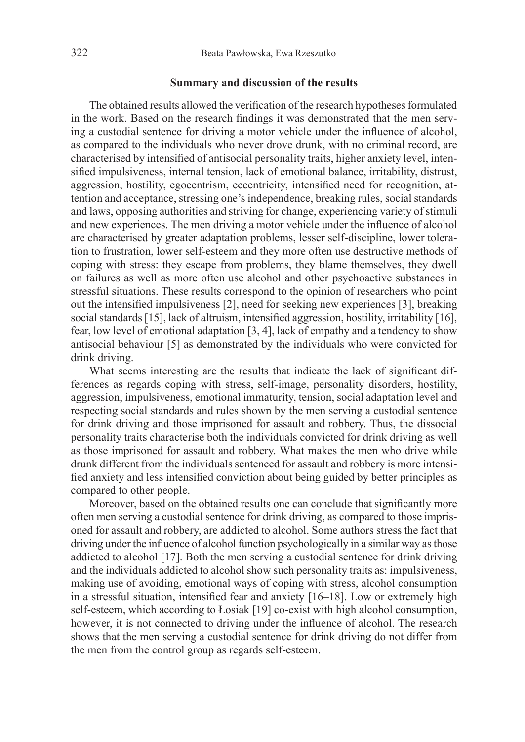### Summary and discussion of the results

The obtained results allowed the verification of the research hypotheses formulated in the work. Based on the research findings it was demonstrated that the men serving a custodial sentence for driving a motor vehicle under the influence of alcohol, as compared to the individuals who never drove drunk, with no criminal record, are characterised by intensified of antisocial personality traits, higher anxiety level, intensified impulsiveness, internal tension, lack of emotional balance, irritability, distrust, aggression, hostility, egocentrism, eccentricity, intensified need for recognition, attention and acceptance, stressing one's independence, breaking rules, social standards and laws, opposing authorities and striving for change, experiencing variety of stimuli and new experiences. The men driving a motor vehicle under the influence of alcohol are characterised by greater adaptation problems, lesser self-discipline, lower toleration to frustration, lower self-esteem and they more often use destructive methods of coping with stress: they escape from problems, they blame themselves, they dwell on failures as well as more often use alcohol and other psychoactive substances in stressful situations. These results correspond to the opinion of researchers who point out the intensified impulsiveness [2], need for seeking new experiences [3], breaking social standards [15], lack of altruism, intensified aggression, hostility, irritability [16], fear, low level of emotional adaptation [3, 4], lack of empathy and a tendency to show antisocial behaviour [5] as demonstrated by the individuals who were convicted for drink driving.

What seems interesting are the results that indicate the lack of significant differences as regards coping with stress, self-image, personality disorders, hostility, aggression, impulsiveness, emotional immaturity, tension, social adaptation level and respecting social standards and rules shown by the men serving a custodial sentence for drink driving and those imprisoned for assault and robbery. Thus, the dissocial personality traits characterise both the individuals convicted for drink driving as well as those imprisoned for assault and robbery. What makes the men who drive while drunk different from the individuals sentenced for assault and robbery is more intensified anxiety and less intensified conviction about being guided by better principles as compared to other people.

Moreover, based on the obtained results one can conclude that significantly more often men serving a custodial sentence for drink driving, as compared to those imprisoned for assault and robbery, are addicted to alcohol. Some authors stress the fact that driving under the influence of alcohol function psychologically in a similar way as those addicted to alcohol [17]. Both the men serving a custodial sentence for drink driving and the individuals addicted to alcohol show such personality traits as: impulsiveness, making use of avoiding, emotional ways of coping with stress, alcohol consumption in a stressful situation, intensified fear and anxiety [16–18]. Low or extremely high self-esteem, which according to Łosiak [19] co-exist with high alcohol consumption, however, it is not connected to driving under the influence of alcohol. The research shows that the men serving a custodial sentence for drink driving do not differ from the men from the control group as regards self-esteem.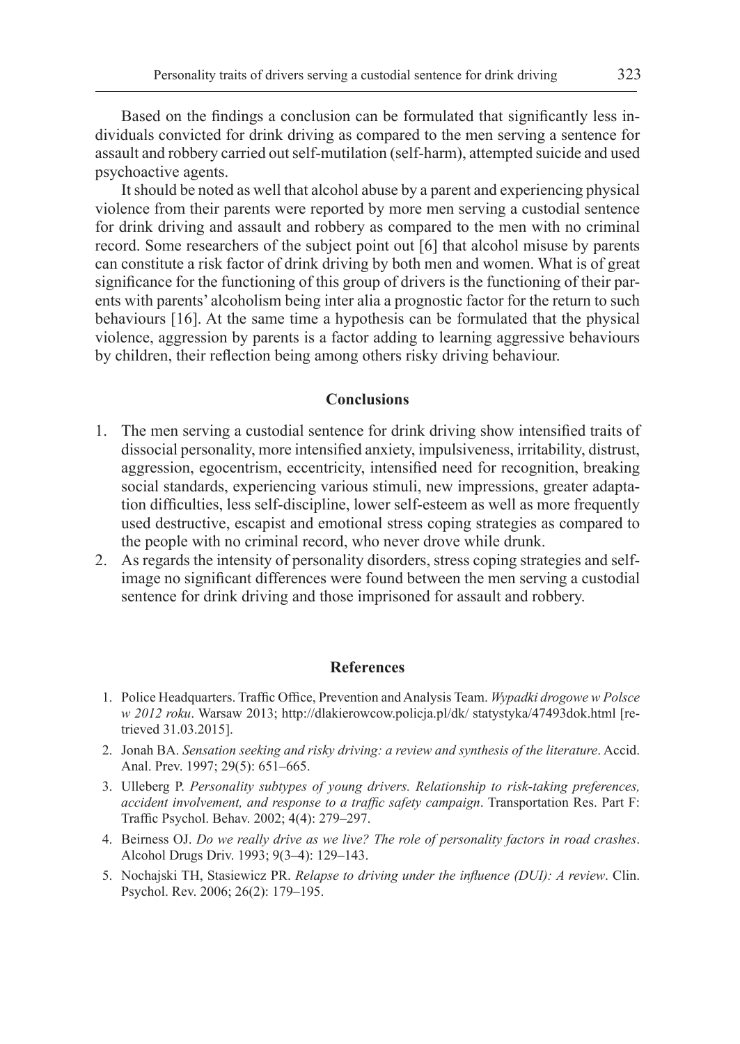Based on the findings a conclusion can be formulated that significantly less individuals convicted for drink driving as compared to the men serving a sentence for assault and robbery carried out self-mutilation (self-harm), attempted suicide and used psychoactive agents.

It should be noted as well that alcohol abuse by a parent and experiencing physical violence from their parents were reported by more men serving a custodial sentence for drink driving and assault and robbery as compared to the men with no criminal record. Some researchers of the subject point out [6] that alcohol misuse by parents can constitute a risk factor of drink driving by both men and women. What is of great significance for the functioning of this group of drivers is the functioning of their parents with parents' alcoholism being inter alia a prognostic factor for the return to such behaviours [16]. At the same time a hypothesis can be formulated that the physical violence, aggression by parents is a factor adding to learning aggressive behaviours by children, their reflection being among others risky driving behaviour.

## Conclusions

1. The men serving a custodial sentence for drink driving show intensified traits of dissocial personality, more intensified anxiety, impulsiveness, irritability, distrust, aggression, egocentrism, eccentricity, intensified need for recognition, breaking social standards, experiencing various stimuli, new impressions, greater adaptation difficulties, less self-discipline, lower self-esteem as well as more frequently used destructive, escapist and emotional stress coping strategies as compared to the people with no criminal record, who never drove while drunk.
2. As regards the intensity of personality disorders, stress coping strategies and self-image no significant differences were found between the men serving a custodial sentence for drink driving and those imprisoned for assault and robbery.

## References

1. Police Headquarters. Traffic Office, Prevention and Analysis Team. *Wypadki drogowe w Polsce w 2012 roku*. Warsaw 2013; http://dlakierowcow.policja.pl/dk/ statystyka/47493dok.html [retrieved 31.03.2015].
2. Jonah BA. *Sensation seeking and risky driving: a review and synthesis of the literature*. Accid. Anal. Prev. 1997; 29(5): 651–665.
3. Ulleberg P. *Personality subtypes of young drivers. Relationship to risk-taking preferences, accident involvement, and response to a traffic safety campaign*. Transportation Res. Part F: Traffic Psychol. Behav. 2002; 4(4): 279–297.
4. Beirness OJ. *Do we really drive as we live? The role of personality factors in road crashes*. Alcohol Drugs Driv. 1993; 9(3–4): 129–143.
5. Nochajski TH, Stasiewicz PR. *Relapse to driving under the influence (DUI): A review*. Clin. Psychol. Rev. 2006; 26(2): 179–195.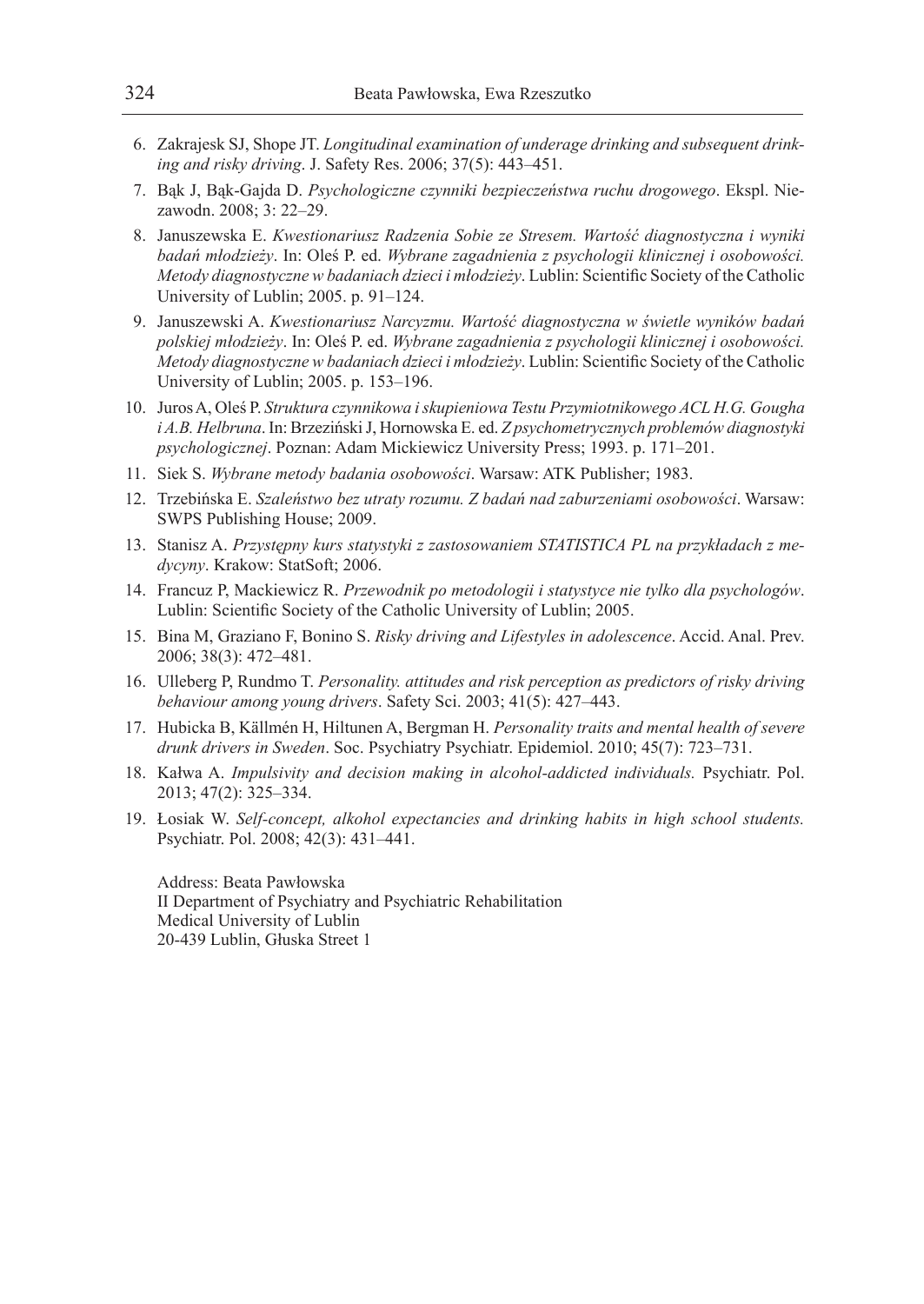6. Zakrajesk SJ, Shope JT. *Longitudinal examination of underage drinking and subsequent drinking and risky driving*. J. Safety Res. 2006; 37(5): 443–451.
7. Bąk J, Bąk-Gajda D. *Psychologiczne czynniki bezpieczeństwa ruchu drogowego*. Ekspl. Niezawodn. 2008; 3: 22–29.
8. Januszewska E. *Kwestionariusz Radzenia Sobie ze Stresem. Wartość diagnostyczna i wyniki badań młodzieży*. In: Oleś P. ed. *Wybrane zagadnienia z psychologii klinicznej i osobowości. Metody diagnostyczne w badaniach dzieci i młodzieży*. Lublin: Scientific Society of the Catholic University of Lublin; 2005. p. 91–124.
9. Januszewski A. *Kwestionariusz Narcyzmu. Wartość diagnostyczna w świetle wyników badań polskiej młodzieży*. In: Oleś P. ed. *Wybrane zagadnienia z psychologii klinicznej i osobowości. Metody diagnostyczne w badaniach dzieci i młodzieży*. Lublin: Scientific Society of the Catholic University of Lublin; 2005. p. 153–196.
10. Juros A, Oleś P. *Struktura czynnikowa i skupieniowa Testu Przymiotnikowego ACL H.G. Gougha i A.B. Helbruna*. In: Brzeziński J, Hornowska E. ed. *Z psychometrycznych problemów diagnostyki psychologicznej*. Poznan: Adam Mickiewicz University Press; 1993. p. 171–201.
11. Siek S. *Wybrane metody badania osobowości*. Warsaw: ATK Publisher; 1983.
12. Trzebińska E. *Szaleństwo bez utraty rozumu. Z badań nad zaburzeniami osobowości*. Warsaw: SWPS Publishing House; 2009.
13. Stanisz A. *Przystępny kurs statystyki z zastosowaniem STATISTICA PL na przykładach z medycyny*. Krakow: StatSoft; 2006.
14. Francuz P, Mackiewicz R. *Przewodnik po metodologii i statystyce nie tylko dla psychologów*. Lublin: Scientific Society of the Catholic University of Lublin; 2005.
15. Bina M, Graziano F, Bonino S. *Risky driving and Lifestyles in adolescence*. Accid. Anal. Prev. 2006; 38(3): 472–481.
16. Ulleberg P, Rundmo T. *Personality. attitudes and risk perception as predictors of risky driving behaviour among young drivers*. Safety Sci. 2003; 41(5): 427–443.
17. Hubicka B, Källmén H, Hiltunen A, Bergman H. *Personality traits and mental health of severe drunk drivers in Sweden*. Soc. Psychiatry Psychiatr. Epidemiol. 2010; 45(7): 723–731.
18. Kałwa A. *Impulsivity and decision making in alcohol-addicted individuals.* Psychiatr. Pol. 2013; 47(2): 325–334.
19. Łosiak W. *Self-concept, alcohol expectancies and drinking habits in high school students.* Psychiatr. Pol. 2008; 42(3): 431–441.

Address: Beata Pawłowska
II Department of Psychiatry and Psychiatric Rehabilitation
Medical University of Lublin
20-439 Lublin, Głuska Street 1